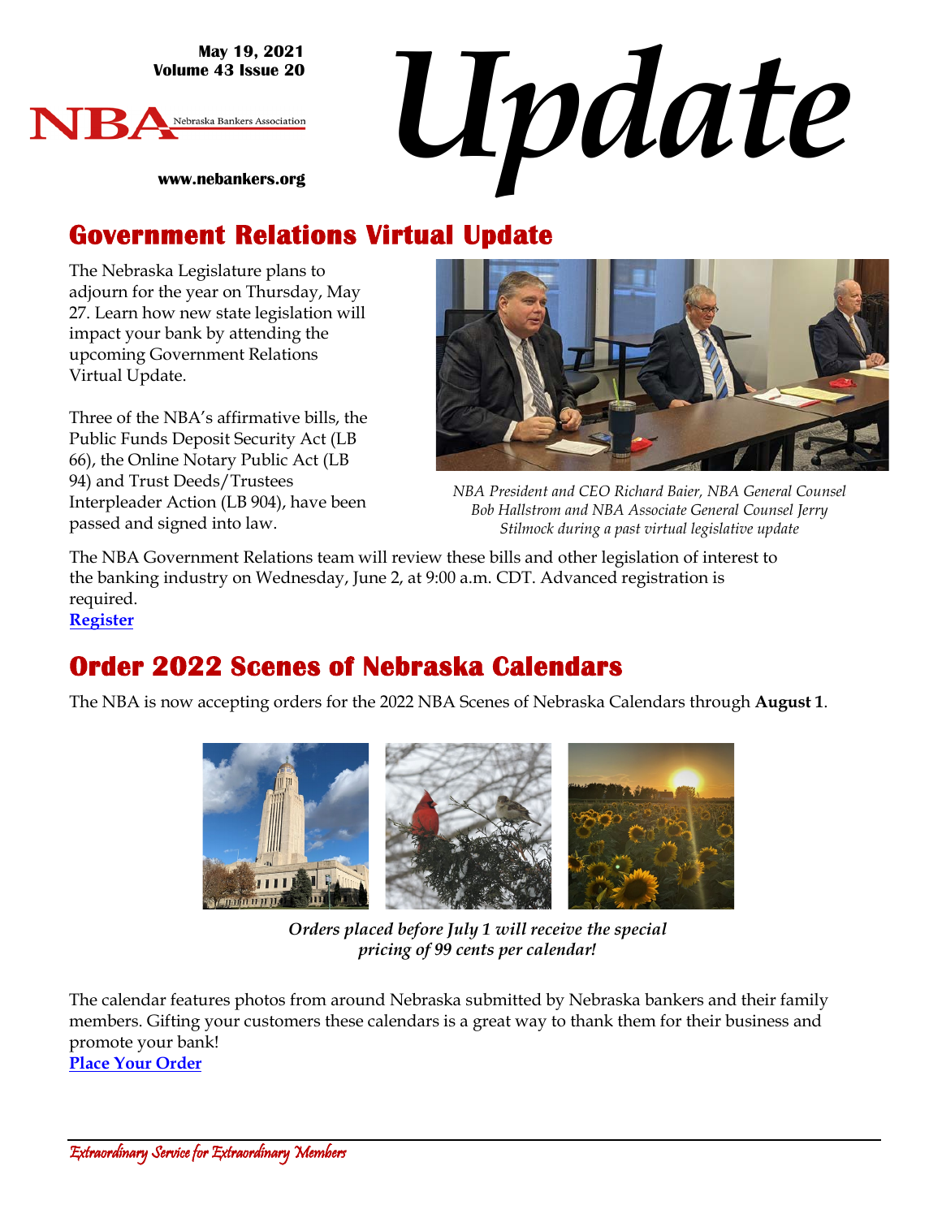May 19, 2021
Volume 43 Issue 20

NBA Nebraska Bankers Association

www.nebankers.org

# Update

## Government Relations Virtual Update

The Nebraska Legislature plans to adjourn for the year on Thursday, May 27. Learn how new state legislation will impact your bank by attending the upcoming Government Relations Virtual Update.

Three of the NBA's affirmative bills, the Public Funds Deposit Security Act (LB 66), the Online Notary Public Act (LB 94) and Trust Deeds/Trustees Interpleader Action (LB 904), have been passed and signed into law.

*NBA President and CEO Richard Baier, NBA General Counsel Bob Hallstrom and NBA Associate General Counsel Jerry Stilmock during a past virtual legislative update*

The NBA Government Relations team will review these bills and other legislation of interest to the banking industry on Wednesday, June 2, at 9:00 a.m. CDT. Advanced registration is required.
**Register**

## Order 2022 Scenes of Nebraska Calendars

The NBA is now accepting orders for the 2022 NBA Scenes of Nebraska Calendars through **August 1**.

***Orders placed before July 1 will receive the special pricing of 99 cents per calendar!***

The calendar features photos from around Nebraska submitted by Nebraska bankers and their family members. Gifting your customers these calendars is a great way to thank them for their business and promote your bank!
**Place Your Order**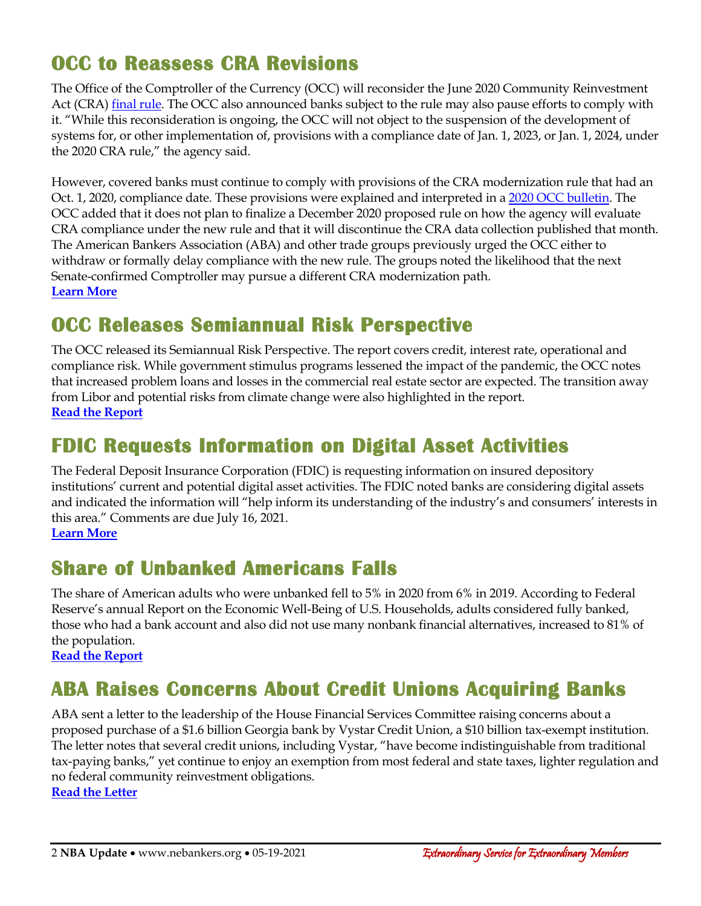## OCC to Reassess CRA Revisions

The Office of the Comptroller of the Currency (OCC) will reconsider the June 2020 Community Reinvestment Act (CRA) final rule. The OCC also announced banks subject to the rule may also pause efforts to comply with it. "While this reconsideration is ongoing, the OCC will not object to the suspension of the development of systems for, or other implementation of, provisions with a compliance date of Jan. 1, 2023, or Jan. 1, 2024, under the 2020 CRA rule," the agency said.

However, covered banks must continue to comply with provisions of the CRA modernization rule that had an Oct. 1, 2020, compliance date. These provisions were explained and interpreted in a 2020 OCC bulletin. The OCC added that it does not plan to finalize a December 2020 proposed rule on how the agency will evaluate CRA compliance under the new rule and that it will discontinue the CRA data collection published that month. The American Bankers Association (ABA) and other trade groups previously urged the OCC either to withdraw or formally delay compliance with the new rule. The groups noted the likelihood that the next Senate-confirmed Comptroller may pursue a different CRA modernization path.
**Learn More**

## OCC Releases Semiannual Risk Perspective

The OCC released its Semiannual Risk Perspective. The report covers credit, interest rate, operational and compliance risk. While government stimulus programs lessened the impact of the pandemic, the OCC notes that increased problem loans and losses in the commercial real estate sector are expected. The transition away from Libor and potential risks from climate change were also highlighted in the report.
**Read the Report**

## FDIC Requests Information on Digital Asset Activities

The Federal Deposit Insurance Corporation (FDIC) is requesting information on insured depository institutions' current and potential digital asset activities. The FDIC noted banks are considering digital assets and indicated the information will "help inform its understanding of the industry's and consumers' interests in this area." Comments are due July 16, 2021.
**Learn More**

## Share of Unbanked Americans Falls

The share of American adults who were unbanked fell to 5% in 2020 from 6% in 2019. According to Federal Reserve's annual Report on the Economic Well-Being of U.S. Households, adults considered fully banked, those who had a bank account and also did not use many nonbank financial alternatives, increased to 81% of the population.
**Read the Report**

## ABA Raises Concerns About Credit Unions Acquiring Banks

ABA sent a letter to the leadership of the House Financial Services Committee raising concerns about a proposed purchase of a $1.6 billion Georgia bank by Vystar Credit Union, a $10 billion tax-exempt institution. The letter notes that several credit unions, including Vystar, "have become indistinguishable from traditional tax-paying banks," yet continue to enjoy an exemption from most federal and state taxes, lighter regulation and no federal community reinvestment obligations.
**Read the Letter**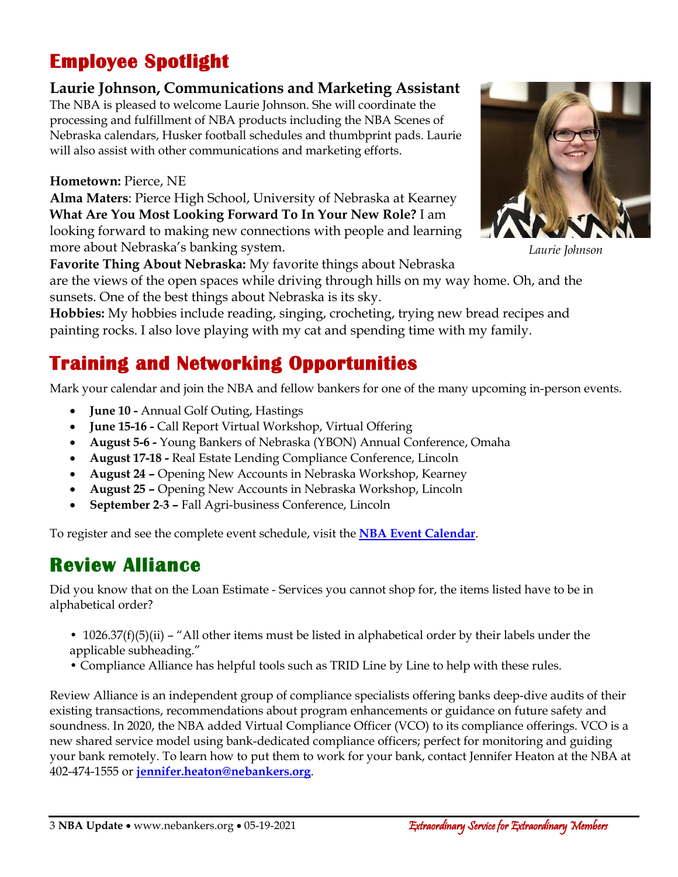## Employee Spotlight

### Laurie Johnson, Communications and Marketing Assistant

The NBA is pleased to welcome Laurie Johnson. She will coordinate the processing and fulfillment of NBA products including the NBA Scenes of Nebraska calendars, Husker football schedules and thumbprint pads. Laurie will also assist with other communications and marketing efforts.

*Laurie Johnson*

**Hometown:** Pierce, NE
**Alma Maters**: Pierce High School, University of Nebraska at Kearney
**What Are You Most Looking Forward To In Your New Role?** I am looking forward to making new connections with people and learning more about Nebraska's banking system.
**Favorite Thing About Nebraska:** My favorite things about Nebraska are the views of the open spaces while driving through hills on my way home. Oh, and the sunsets. One of the best things about Nebraska is its sky.
**Hobbies:** My hobbies include reading, singing, crocheting, trying new bread recipes and painting rocks. I also love playing with my cat and spending time with my family.

## Training and Networking Opportunities

Mark your calendar and join the NBA and fellow bankers for one of the many upcoming in-person events.

- **June 10 -** Annual Golf Outing, Hastings
- **June 15-16 -** Call Report Virtual Workshop, Virtual Offering
- **August 5-6 -** Young Bankers of Nebraska (YBON) Annual Conference, Omaha
- **August 17-18 -** Real Estate Lending Compliance Conference, Lincoln
- **August 24 –** Opening New Accounts in Nebraska Workshop, Kearney
- **August 25 –** Opening New Accounts in Nebraska Workshop, Lincoln
- **September 2-3 –** Fall Agri-business Conference, Lincoln

To register and see the complete event schedule, visit the **NBA Event Calendar**.

## Review Alliance

Did you know that on the Loan Estimate - Services you cannot shop for, the items listed have to be in alphabetical order?

- 1026.37(f)(5)(ii) – "All other items must be listed in alphabetical order by their labels under the applicable subheading."
- Compliance Alliance has helpful tools such as TRID Line by Line to help with these rules.

Review Alliance is an independent group of compliance specialists offering banks deep-dive audits of their existing transactions, recommendations about program enhancements or guidance on future safety and soundness. In 2020, the NBA added Virtual Compliance Officer (VCO) to its compliance offerings. VCO is a new shared service model using bank-dedicated compliance officers; perfect for monitoring and guiding your bank remotely. To learn how to put them to work for your bank, contact Jennifer Heaton at the NBA at 402-474-1555 or **jennifer.heaton@nebankers.org**.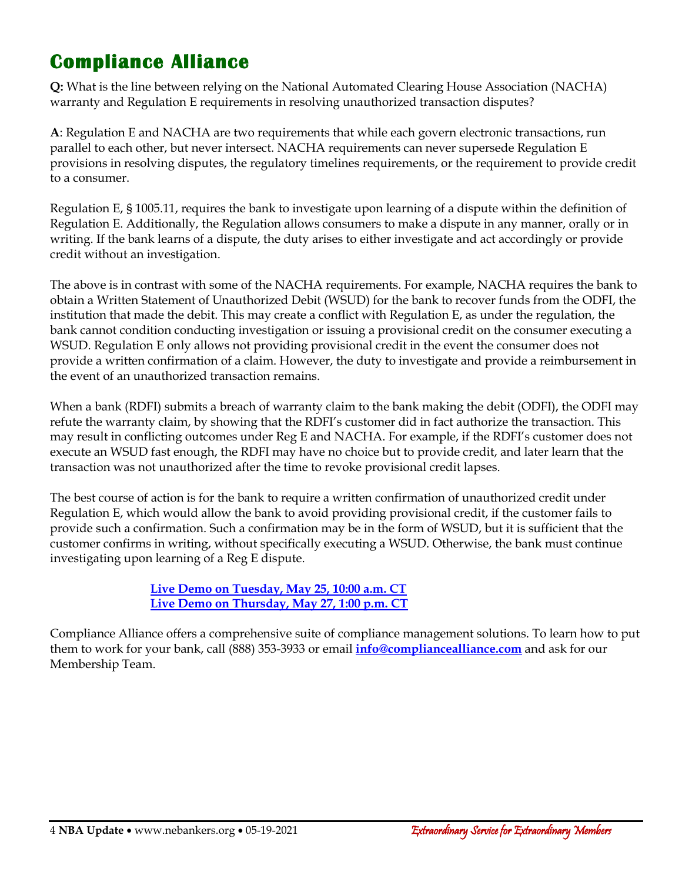# Compliance Alliance

**Q:** What is the line between relying on the National Automated Clearing House Association (NACHA) warranty and Regulation E requirements in resolving unauthorized transaction disputes?

**A**: Regulation E and NACHA are two requirements that while each govern electronic transactions, run parallel to each other, but never intersect. NACHA requirements can never supersede Regulation E provisions in resolving disputes, the regulatory timelines requirements, or the requirement to provide credit to a consumer.

Regulation E, § 1005.11, requires the bank to investigate upon learning of a dispute within the definition of Regulation E. Additionally, the Regulation allows consumers to make a dispute in any manner, orally or in writing. If the bank learns of a dispute, the duty arises to either investigate and act accordingly or provide credit without an investigation.

The above is in contrast with some of the NACHA requirements. For example, NACHA requires the bank to obtain a Written Statement of Unauthorized Debit (WSUD) for the bank to recover funds from the ODFI, the institution that made the debit. This may create a conflict with Regulation E, as under the regulation, the bank cannot condition conducting investigation or issuing a provisional credit on the consumer executing a WSUD. Regulation E only allows not providing provisional credit in the event the consumer does not provide a written confirmation of a claim. However, the duty to investigate and provide a reimbursement in the event of an unauthorized transaction remains.

When a bank (RDFI) submits a breach of warranty claim to the bank making the debit (ODFI), the ODFI may refute the warranty claim, by showing that the RDFI's customer did in fact authorize the transaction. This may result in conflicting outcomes under Reg E and NACHA. For example, if the RDFI's customer does not execute an WSUD fast enough, the RDFI may have no choice but to provide credit, and later learn that the transaction was not unauthorized after the time to revoke provisional credit lapses.

The best course of action is for the bank to require a written confirmation of unauthorized credit under Regulation E, which would allow the bank to avoid providing provisional credit, if the customer fails to provide such a confirmation. Such a confirmation may be in the form of WSUD, but it is sufficient that the customer confirms in writing, without specifically executing a WSUD. Otherwise, the bank must continue investigating upon learning of a Reg E dispute.

**Live Demo on Tuesday, May 25, 10:00 a.m. CT**
**Live Demo on Thursday, May 27, 1:00 p.m. CT**

Compliance Alliance offers a comprehensive suite of compliance management solutions. To learn how to put them to work for your bank, call (888) 353-3933 or email **info@compliancealliance.com** and ask for our Membership Team.